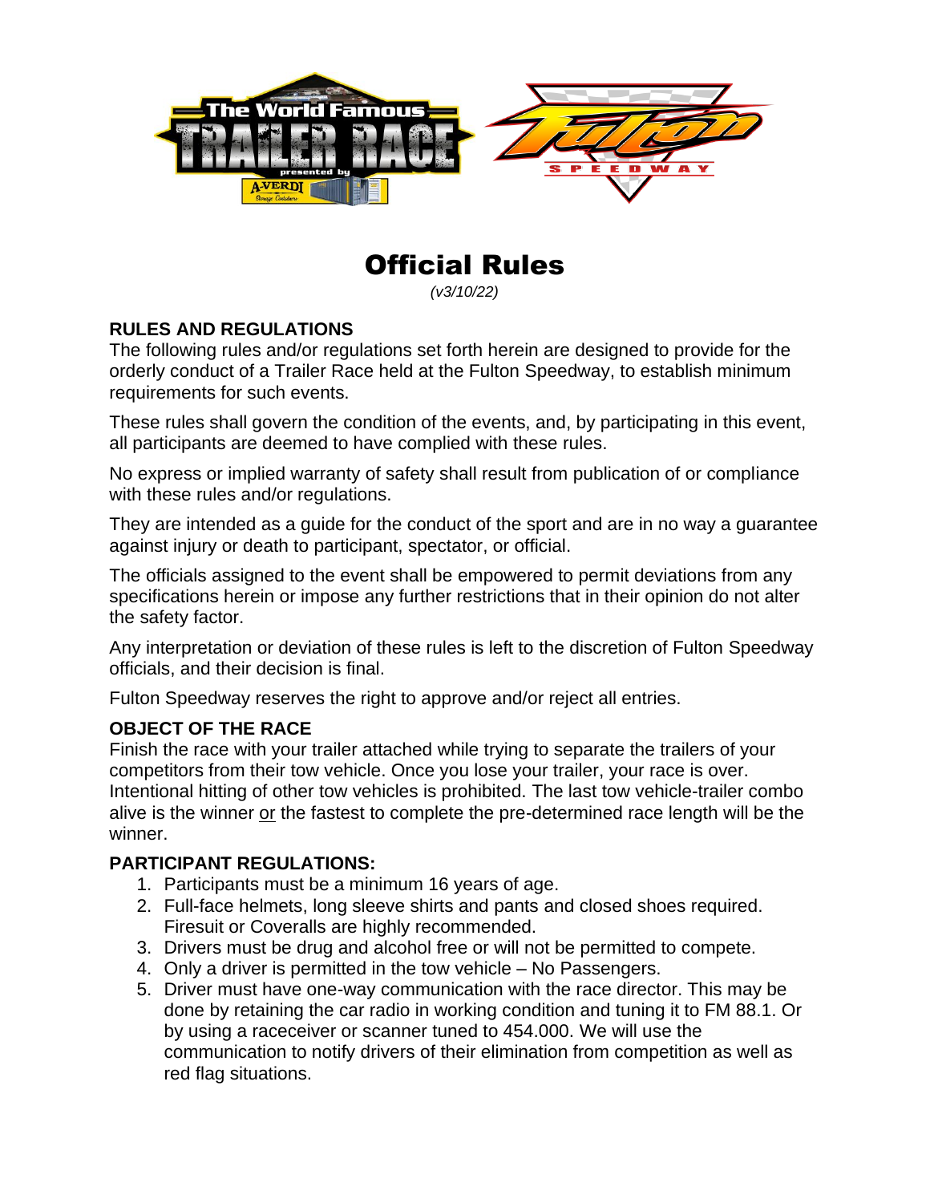# Official Rules

*(v3/10/22)*

**RULES AND REGULATIONS**

The following rules and/or regulations set forth herein are designed to provide for the orderly conduct of a Trailer Race held at the Fulton Speedway, to establish minimum requirements for such events.

These rules shall govern the condition of the events, and, by participating in this event, all participants are deemed to have complied with these rules.

No express or implied warranty of safety shall result from publication of or compliance with these rules and/or regulations.

They are intended as a guide for the conduct of the sport and are in no way a guarantee against injury or death to participant, spectator, or official.

The officials assigned to the event shall be empowered to permit deviations from any specifications herein or impose any further restrictions that in their opinion do not alter the safety factor.

Any interpretation or deviation of these rules is left to the discretion of Fulton Speedway officials, and their decision is final.

Fulton Speedway reserves the right to approve and/or reject all entries.

**OBJECT OF THE RACE**

Finish the race with your trailer attached while trying to separate the trailers of your competitors from their tow vehicle. Once you lose your trailer, your race is over. Intentional hitting of other tow vehicles is prohibited. The last tow vehicle-trailer combo alive is the winner <u>or</u> the fastest to complete the pre-determined race length will be the winner.

**PARTICIPANT REGULATIONS:**

1. Participants must be a minimum 16 years of age.
2. Full-face helmets, long sleeve shirts and pants and closed shoes required. Firesuit or Coveralls are highly recommended.
3. Drivers must be drug and alcohol free or will not be permitted to compete.
4. Only a driver is permitted in the tow vehicle – No Passengers.
5. Driver must have one-way communication with the race director. This may be done by retaining the car radio in working condition and tuning it to FM 88.1. Or by using a raceceiver or scanner tuned to 454.000. We will use the communication to notify drivers of their elimination from competition as well as red flag situations.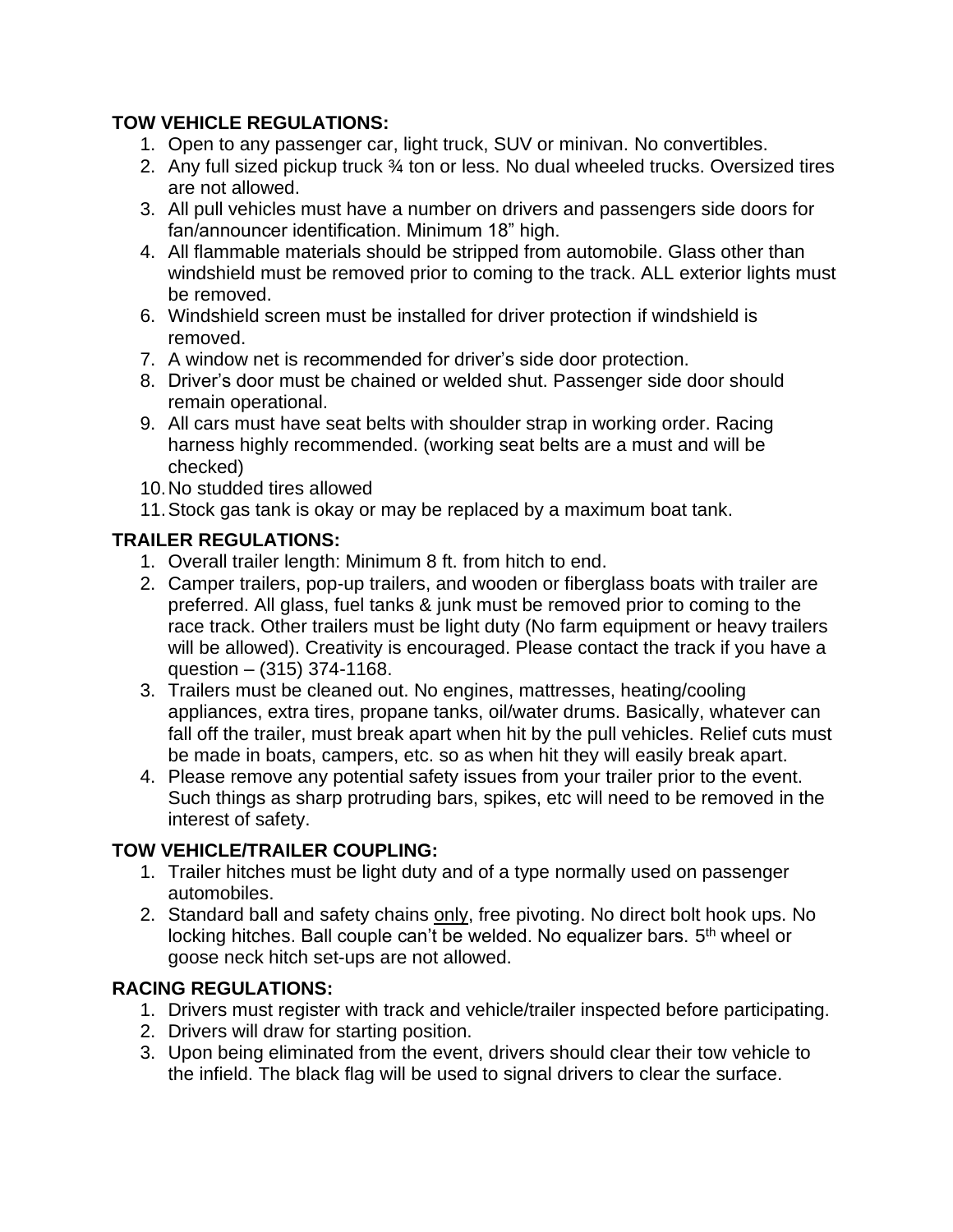**TOW VEHICLE REGULATIONS:**

1. Open to any passenger car, light truck, SUV or minivan. No convertibles.
2. Any full sized pickup truck ¾ ton or less. No dual wheeled trucks. Oversized tires are not allowed.
3. All pull vehicles must have a number on drivers and passengers side doors for fan/announcer identification. Minimum 18" high.
4. All flammable materials should be stripped from automobile. Glass other than windshield must be removed prior to coming to the track. ALL exterior lights must be removed.
6. Windshield screen must be installed for driver protection if windshield is removed.
7. A window net is recommended for driver's side door protection.
8. Driver's door must be chained or welded shut. Passenger side door should remain operational.
9. All cars must have seat belts with shoulder strap in working order. Racing harness highly recommended. (working seat belts are a must and will be checked)
10. No studded tires allowed
11. Stock gas tank is okay or may be replaced by a maximum boat tank.

**TRAILER REGULATIONS:**

1. Overall trailer length: Minimum 8 ft. from hitch to end.
2. Camper trailers, pop-up trailers, and wooden or fiberglass boats with trailer are preferred. All glass, fuel tanks & junk must be removed prior to coming to the race track. Other trailers must be light duty (No farm equipment or heavy trailers will be allowed). Creativity is encouraged. Please contact the track if you have a question – (315) 374-1168.
3. Trailers must be cleaned out. No engines, mattresses, heating/cooling appliances, extra tires, propane tanks, oil/water drums. Basically, whatever can fall off the trailer, must break apart when hit by the pull vehicles. Relief cuts must be made in boats, campers, etc. so as when hit they will easily break apart.
4. Please remove any potential safety issues from your trailer prior to the event. Such things as sharp protruding bars, spikes, etc will need to be removed in the interest of safety.

**TOW VEHICLE/TRAILER COUPLING:**

1. Trailer hitches must be light duty and of a type normally used on passenger automobiles.
2. Standard ball and safety chains <u>only</u>, free pivoting. No direct bolt hook ups. No locking hitches. Ball couple can't be welded. No equalizer bars. 5th wheel or goose neck hitch set-ups are not allowed.

**RACING REGULATIONS:**

1. Drivers must register with track and vehicle/trailer inspected before participating.
2. Drivers will draw for starting position.
3. Upon being eliminated from the event, drivers should clear their tow vehicle to the infield. The black flag will be used to signal drivers to clear the surface.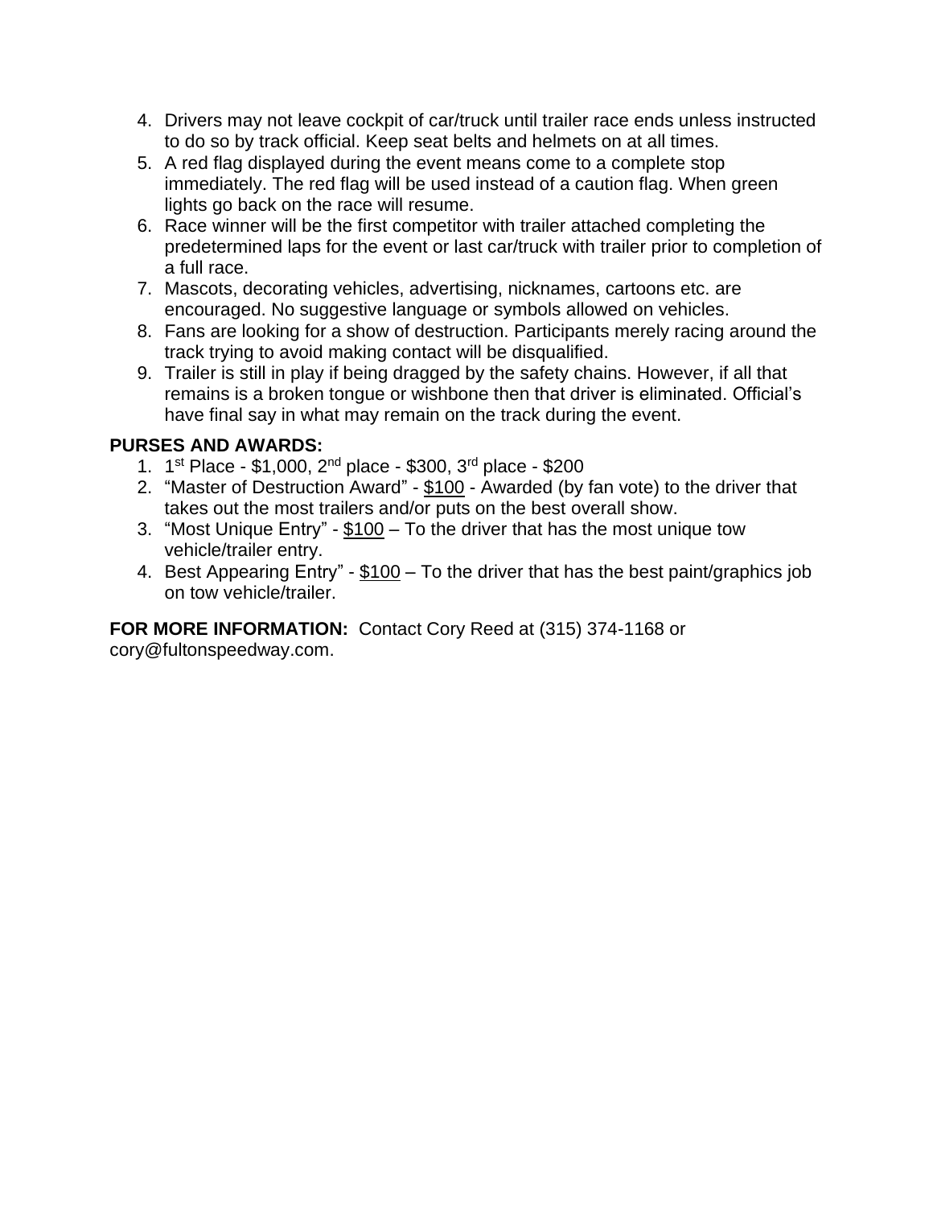4. Drivers may not leave cockpit of car/truck until trailer race ends unless instructed to do so by track official. Keep seat belts and helmets on at all times.
5. A red flag displayed during the event means come to a complete stop immediately. The red flag will be used instead of a caution flag. When green lights go back on the race will resume.
6. Race winner will be the first competitor with trailer attached completing the predetermined laps for the event or last car/truck with trailer prior to completion of a full race.
7. Mascots, decorating vehicles, advertising, nicknames, cartoons etc. are encouraged. No suggestive language or symbols allowed on vehicles.
8. Fans are looking for a show of destruction. Participants merely racing around the track trying to avoid making contact will be disqualified.
9. Trailer is still in play if being dragged by the safety chains. However, if all that remains is a broken tongue or wishbone then that driver is eliminated. Official's have final say in what may remain on the track during the event.

**PURSES AND AWARDS:**

1. 1st Place - $1,000, 2nd place - $300, 3rd place - $200
2. "Master of Destruction Award" - $100 - Awarded (by fan vote) to the driver that takes out the most trailers and/or puts on the best overall show.
3. "Most Unique Entry" - $100 – To the driver that has the most unique tow vehicle/trailer entry.
4. Best Appearing Entry" - $100 – To the driver that has the best paint/graphics job on tow vehicle/trailer.

**FOR MORE INFORMATION:** Contact Cory Reed at (315) 374-1168 or cory@fultonspeedway.com.